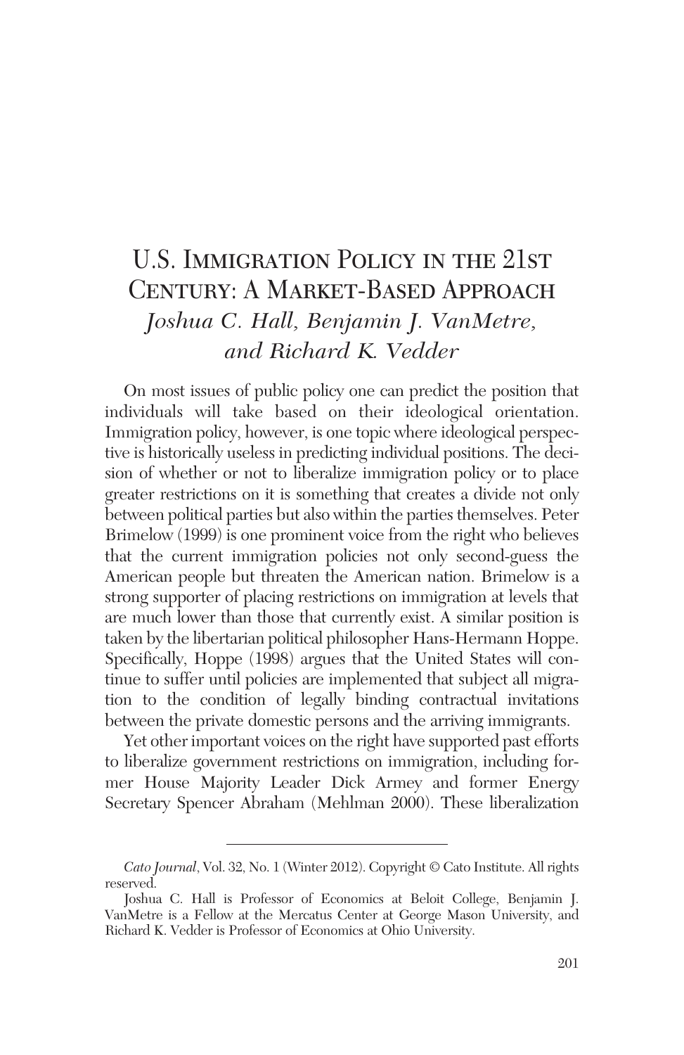# U.S. Immigration Policy in the 21st Century: A Market-Based Approach

*Joshua C. Hall, Benjamin J. VanMetre, and Richard K. Vedder*

On most issues of public policy one can predict the position that individuals will take based on their ideological orientation. Immigration policy, however, is one topic where ideological perspective is historically useless in predicting individual positions. The decision of whether or not to liberalize immigration policy or to place greater restrictions on it is something that creates a divide not only between political parties but also within the parties themselves. Peter Brimelow (1999) is one prominent voice from the right who believes that the current immigration policies not only second-guess the American people but threaten the American nation. Brimelow is a strong supporter of placing restrictions on immigration at levels that are much lower than those that currently exist. A similar position is taken by the libertarian political philosopher Hans-Hermann Hoppe. Specifically, Hoppe (1998) argues that the United States will continue to suffer until policies are implemented that subject all migration to the condition of legally binding contractual invitations between the private domestic persons and the arriving immigrants.

Yet other important voices on the right have supported past efforts to liberalize government restrictions on immigration, including former House Majority Leader Dick Armey and former Energy Secretary Spencer Abraham (Mehlman 2000). These liberalization

---

*Cato Journal*, Vol. 32, No. 1 (Winter 2012). Copyright © Cato Institute. All rights reserved.

Joshua C. Hall is Professor of Economics at Beloit College, Benjamin J. VanMetre is a Fellow at the Mercatus Center at George Mason University, and Richard K. Vedder is Professor of Economics at Ohio University.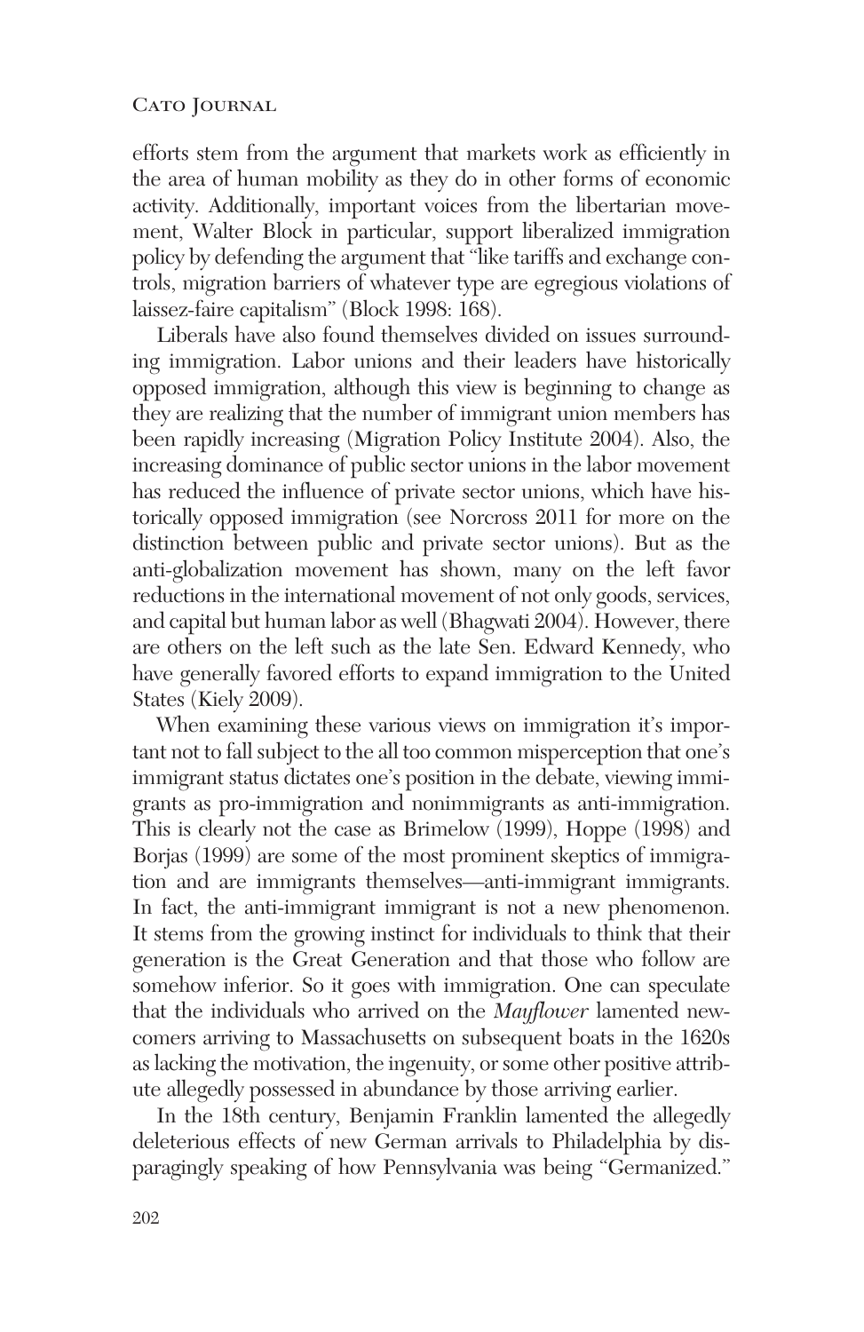efforts stem from the argument that markets work as efficiently in the area of human mobility as they do in other forms of economic activity. Additionally, important voices from the libertarian movement, Walter Block in particular, support liberalized immigration policy by defending the argument that "like tariffs and exchange controls, migration barriers of whatever type are egregious violations of laissez-faire capitalism" (Block 1998: 168).

Liberals have also found themselves divided on issues surrounding immigration. Labor unions and their leaders have historically opposed immigration, although this view is beginning to change as they are realizing that the number of immigrant union members has been rapidly increasing (Migration Policy Institute 2004). Also, the increasing dominance of public sector unions in the labor movement has reduced the influence of private sector unions, which have historically opposed immigration (see Norcross 2011 for more on the distinction between public and private sector unions). But as the anti-globalization movement has shown, many on the left favor reductions in the international movement of not only goods, services, and capital but human labor as well (Bhagwati 2004). However, there are others on the left such as the late Sen. Edward Kennedy, who have generally favored efforts to expand immigration to the United States (Kiely 2009).

When examining these various views on immigration it's important not to fall subject to the all too common misperception that one's immigrant status dictates one's position in the debate, viewing immigrants as pro-immigration and nonimmigrants as anti-immigration. This is clearly not the case as Brimelow (1999), Hoppe (1998) and Borjas (1999) are some of the most prominent skeptics of immigration and are immigrants themselves—anti-immigrant immigrants. In fact, the anti-immigrant immigrant is not a new phenomenon. It stems from the growing instinct for individuals to think that their generation is the Great Generation and that those who follow are somehow inferior. So it goes with immigration. One can speculate that the individuals who arrived on the *Mayflower* lamented newcomers arriving to Massachusetts on subsequent boats in the 1620s as lacking the motivation, the ingenuity, or some other positive attribute allegedly possessed in abundance by those arriving earlier.

In the 18th century, Benjamin Franklin lamented the allegedly deleterious effects of new German arrivals to Philadelphia by disparagingly speaking of how Pennsylvania was being "Germanized."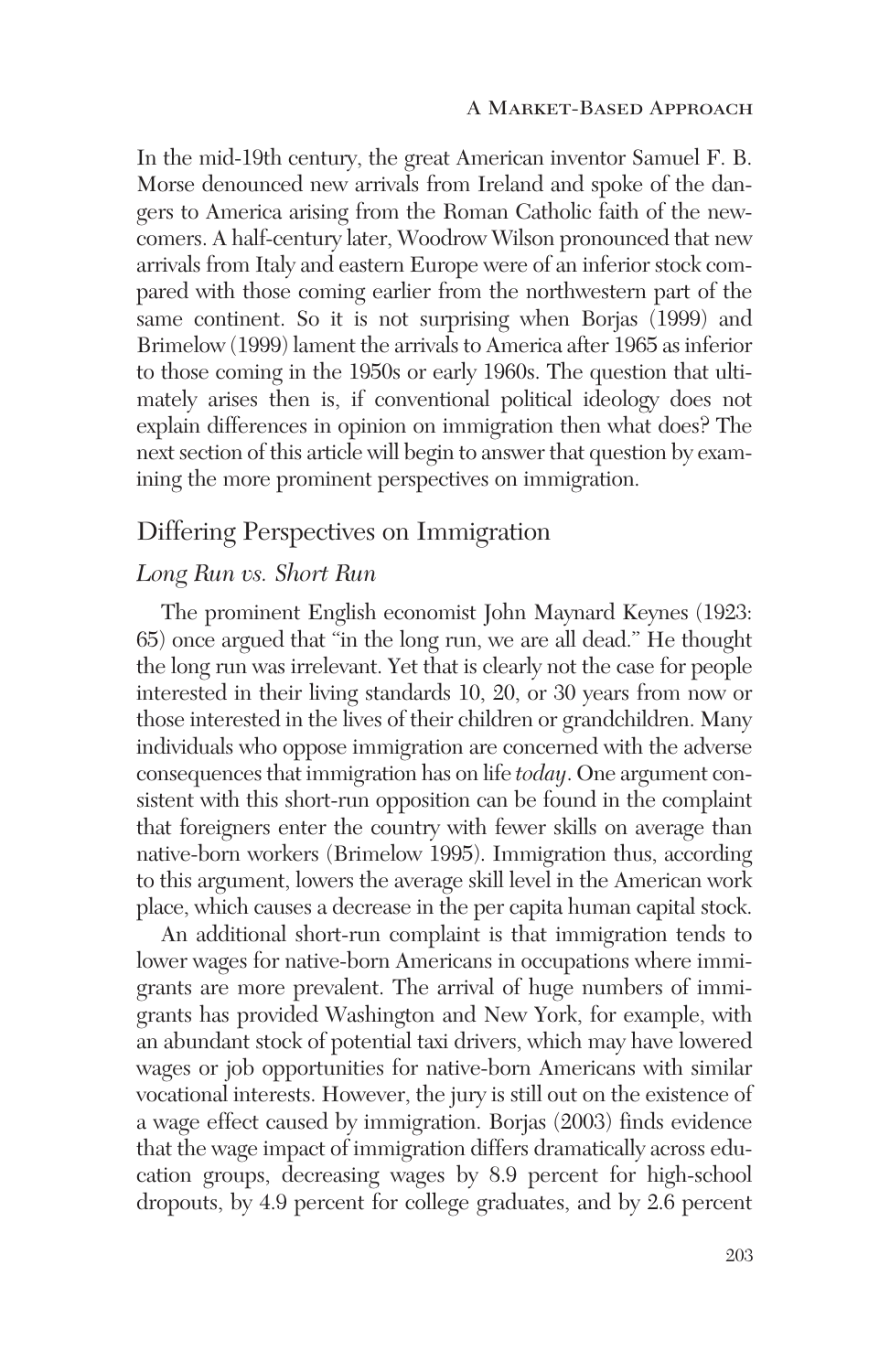In the mid-19th century, the great American inventor Samuel F. B. Morse denounced new arrivals from Ireland and spoke of the dangers to America arising from the Roman Catholic faith of the newcomers. A half-century later, Woodrow Wilson pronounced that new arrivals from Italy and eastern Europe were of an inferior stock compared with those coming earlier from the northwestern part of the same continent. So it is not surprising when Borjas (1999) and Brimelow (1999) lament the arrivals to America after 1965 as inferior to those coming in the 1950s or early 1960s. The question that ultimately arises then is, if conventional political ideology does not explain differences in opinion on immigration then what does? The next section of this article will begin to answer that question by examining the more prominent perspectives on immigration.

## Differing Perspectives on Immigration

### *Long Run vs. Short Run*

The prominent English economist John Maynard Keynes (1923: 65) once argued that "in the long run, we are all dead." He thought the long run was irrelevant. Yet that is clearly not the case for people interested in their living standards 10, 20, or 30 years from now or those interested in the lives of their children or grandchildren. Many individuals who oppose immigration are concerned with the adverse consequences that immigration has on life *today*. One argument consistent with this short-run opposition can be found in the complaint that foreigners enter the country with fewer skills on average than native-born workers (Brimelow 1995). Immigration thus, according to this argument, lowers the average skill level in the American work place, which causes a decrease in the per capita human capital stock.

An additional short-run complaint is that immigration tends to lower wages for native-born Americans in occupations where immigrants are more prevalent. The arrival of huge numbers of immigrants has provided Washington and New York, for example, with an abundant stock of potential taxi drivers, which may have lowered wages or job opportunities for native-born Americans with similar vocational interests. However, the jury is still out on the existence of a wage effect caused by immigration. Borjas (2003) finds evidence that the wage impact of immigration differs dramatically across education groups, decreasing wages by 8.9 percent for high-school dropouts, by 4.9 percent for college graduates, and by 2.6 percent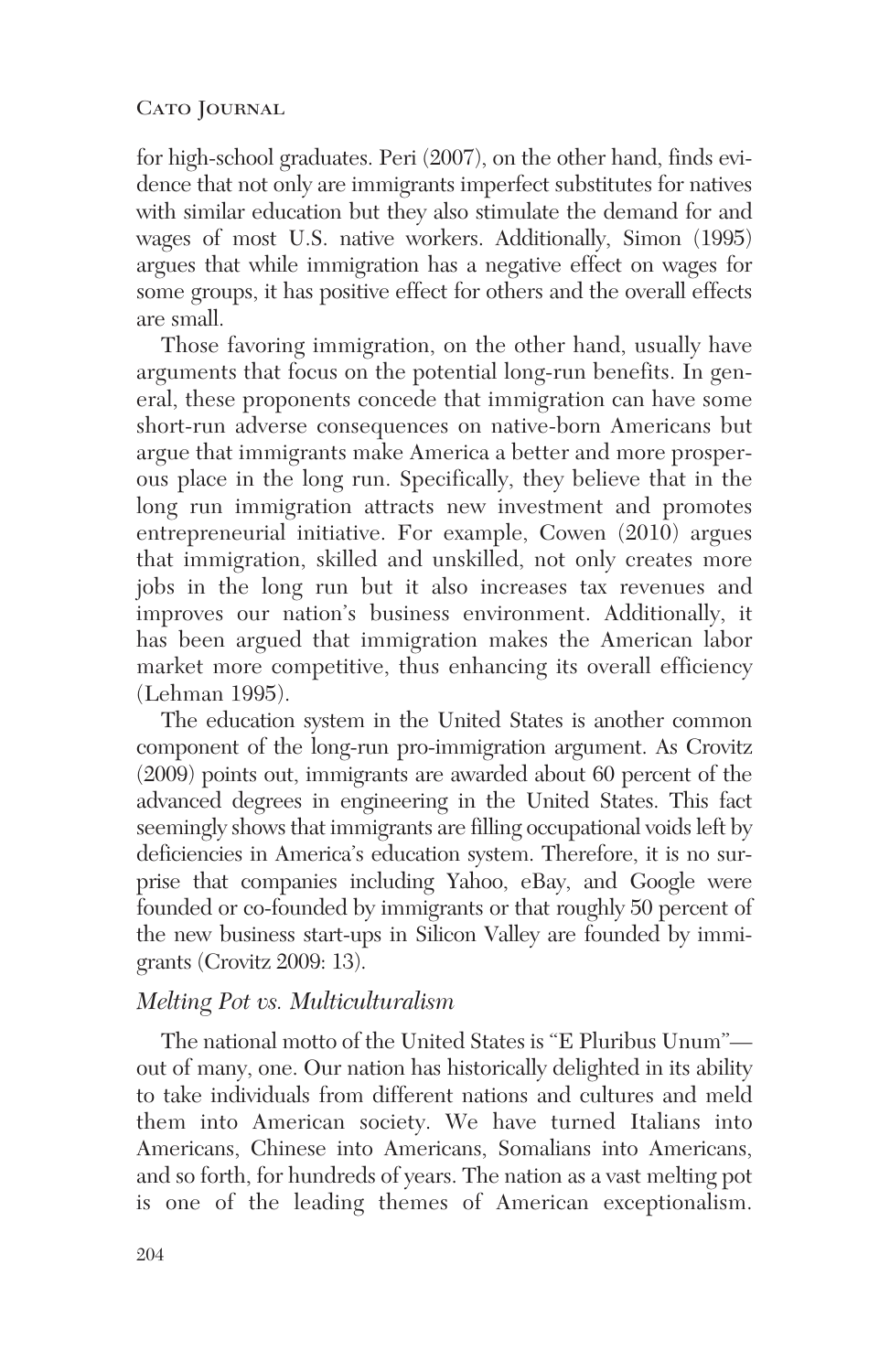for high-school graduates. Peri (2007), on the other hand, finds evidence that not only are immigrants imperfect substitutes for natives with similar education but they also stimulate the demand for and wages of most U.S. native workers. Additionally, Simon (1995) argues that while immigration has a negative effect on wages for some groups, it has positive effect for others and the overall effects are small.

Those favoring immigration, on the other hand, usually have arguments that focus on the potential long-run benefits. In general, these proponents concede that immigration can have some short-run adverse consequences on native-born Americans but argue that immigrants make America a better and more prosperous place in the long run. Specifically, they believe that in the long run immigration attracts new investment and promotes entrepreneurial initiative. For example, Cowen (2010) argues that immigration, skilled and unskilled, not only creates more jobs in the long run but it also increases tax revenues and improves our nation's business environment. Additionally, it has been argued that immigration makes the American labor market more competitive, thus enhancing its overall efficiency (Lehman 1995).

The education system in the United States is another common component of the long-run pro-immigration argument. As Crovitz (2009) points out, immigrants are awarded about 60 percent of the advanced degrees in engineering in the United States. This fact seemingly shows that immigrants are filling occupational voids left by deficiencies in America's education system. Therefore, it is no surprise that companies including Yahoo, eBay, and Google were founded or co-founded by immigrants or that roughly 50 percent of the new business start-ups in Silicon Valley are founded by immigrants (Crovitz 2009: 13).

### *Melting Pot vs. Multiculturalism*

The national motto of the United States is "E Pluribus Unum"—out of many, one. Our nation has historically delighted in its ability to take individuals from different nations and cultures and meld them into American society. We have turned Italians into Americans, Chinese into Americans, Somalians into Americans, and so forth, for hundreds of years. The nation as a vast melting pot is one of the leading themes of American exceptionalism.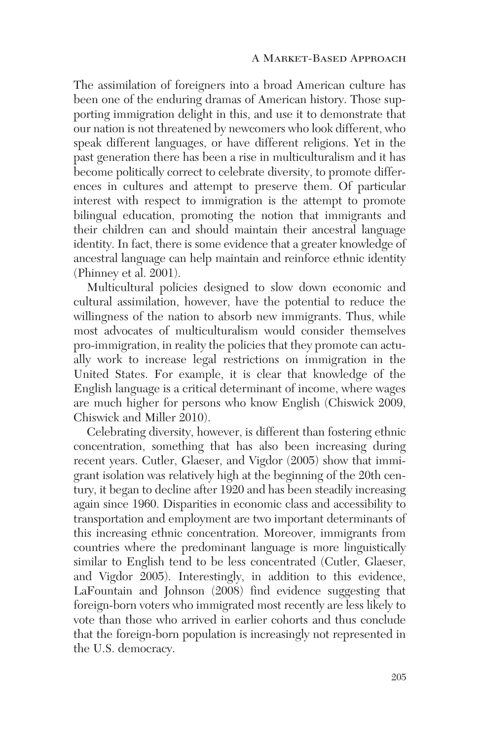The assimilation of foreigners into a broad American culture has been one of the enduring dramas of American history. Those supporting immigration delight in this, and use it to demonstrate that our nation is not threatened by newcomers who look different, who speak different languages, or have different religions. Yet in the past generation there has been a rise in multiculturalism and it has become politically correct to celebrate diversity, to promote differences in cultures and attempt to preserve them. Of particular interest with respect to immigration is the attempt to promote bilingual education, promoting the notion that immigrants and their children can and should maintain their ancestral language identity. In fact, there is some evidence that a greater knowledge of ancestral language can help maintain and reinforce ethnic identity (Phinney et al. 2001).

Multicultural policies designed to slow down economic and cultural assimilation, however, have the potential to reduce the willingness of the nation to absorb new immigrants. Thus, while most advocates of multiculturalism would consider themselves pro-immigration, in reality the policies that they promote can actually work to increase legal restrictions on immigration in the United States. For example, it is clear that knowledge of the English language is a critical determinant of income, where wages are much higher for persons who know English (Chiswick 2009, Chiswick and Miller 2010).

Celebrating diversity, however, is different than fostering ethnic concentration, something that has also been increasing during recent years. Cutler, Glaeser, and Vigdor (2005) show that immigrant isolation was relatively high at the beginning of the 20th century, it began to decline after 1920 and has been steadily increasing again since 1960. Disparities in economic class and accessibility to transportation and employment are two important determinants of this increasing ethnic concentration. Moreover, immigrants from countries where the predominant language is more linguistically similar to English tend to be less concentrated (Cutler, Glaeser, and Vigdor 2005). Interestingly, in addition to this evidence, LaFountain and Johnson (2008) find evidence suggesting that foreign-born voters who immigrated most recently are less likely to vote than those who arrived in earlier cohorts and thus conclude that the foreign-born population is increasingly not represented in the U.S. democracy.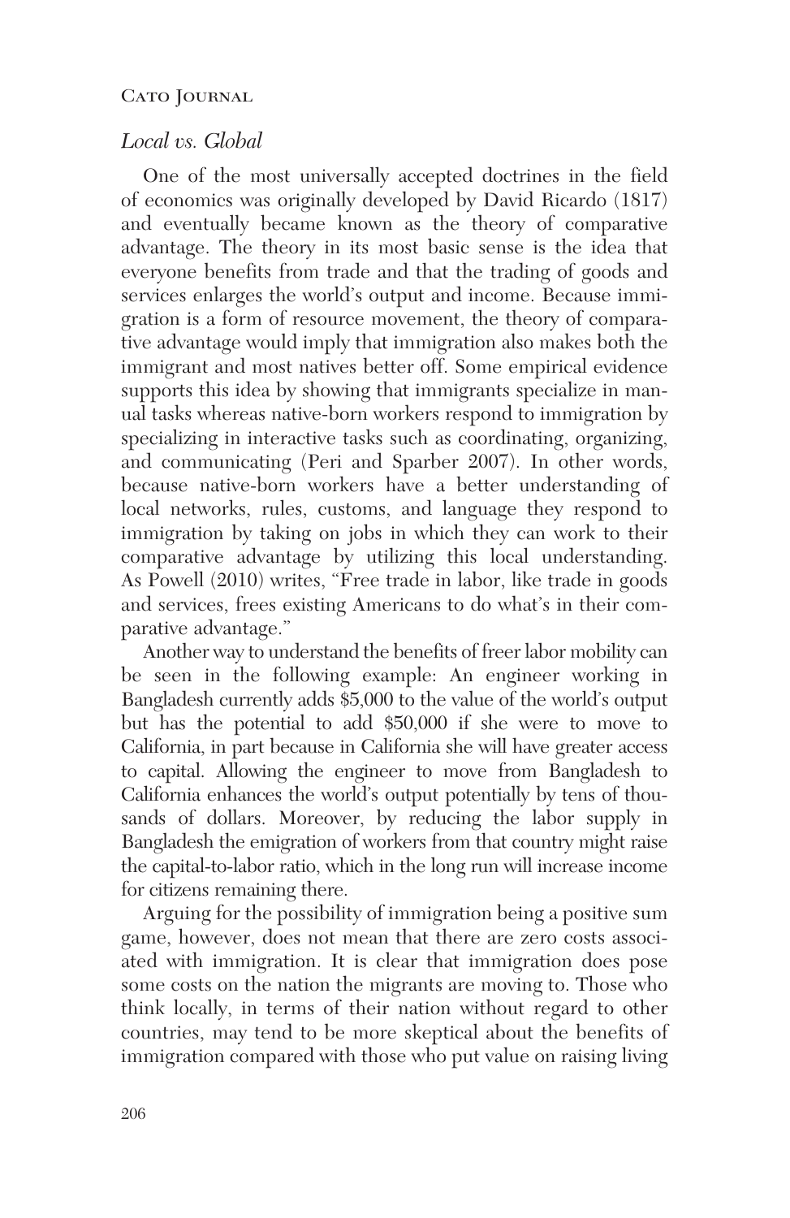## *Local vs. Global*

One of the most universally accepted doctrines in the field of economics was originally developed by David Ricardo (1817) and eventually became known as the theory of comparative advantage. The theory in its most basic sense is the idea that everyone benefits from trade and that the trading of goods and services enlarges the world's output and income. Because immigration is a form of resource movement, the theory of comparative advantage would imply that immigration also makes both the immigrant and most natives better off. Some empirical evidence supports this idea by showing that immigrants specialize in manual tasks whereas native-born workers respond to immigration by specializing in interactive tasks such as coordinating, organizing, and communicating (Peri and Sparber 2007). In other words, because native-born workers have a better understanding of local networks, rules, customs, and language they respond to immigration by taking on jobs in which they can work to their comparative advantage by utilizing this local understanding. As Powell (2010) writes, "Free trade in labor, like trade in goods and services, frees existing Americans to do what's in their comparative advantage."

Another way to understand the benefits of freer labor mobility can be seen in the following example: An engineer working in Bangladesh currently adds $5,000 to the value of the world's output but has the potential to add $50,000 if she were to move to California, in part because in California she will have greater access to capital. Allowing the engineer to move from Bangladesh to California enhances the world's output potentially by tens of thousands of dollars. Moreover, by reducing the labor supply in Bangladesh the emigration of workers from that country might raise the capital-to-labor ratio, which in the long run will increase income for citizens remaining there.

Arguing for the possibility of immigration being a positive sum game, however, does not mean that there are zero costs associated with immigration. It is clear that immigration does pose some costs on the nation the migrants are moving to. Those who think locally, in terms of their nation without regard to other countries, may tend to be more skeptical about the benefits of immigration compared with those who put value on raising living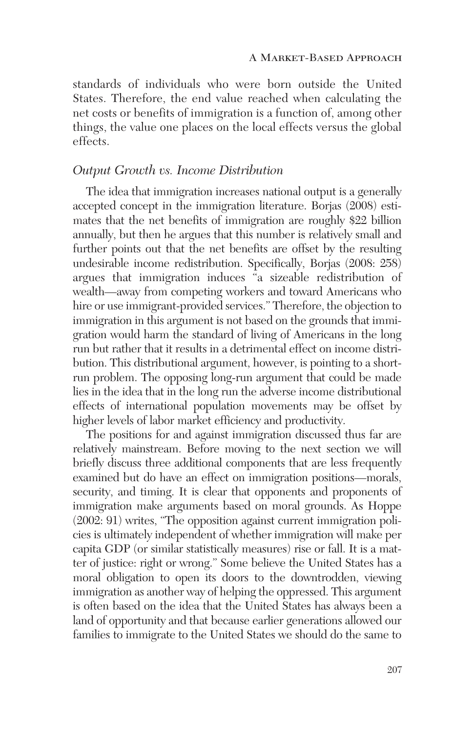standards of individuals who were born outside the United States. Therefore, the end value reached when calculating the net costs or benefits of immigration is a function of, among other things, the value one places on the local effects versus the global effects.

### *Output Growth vs. Income Distribution*

The idea that immigration increases national output is a generally accepted concept in the immigration literature. Borjas (2008) estimates that the net benefits of immigration are roughly $22 billion annually, but then he argues that this number is relatively small and further points out that the net benefits are offset by the resulting undesirable income redistribution. Specifically, Borjas (2008: 258) argues that immigration induces "a sizeable redistribution of wealth—away from competing workers and toward Americans who hire or use immigrant-provided services." Therefore, the objection to immigration in this argument is not based on the grounds that immigration would harm the standard of living of Americans in the long run but rather that it results in a detrimental effect on income distribution. This distributional argument, however, is pointing to a short-run problem. The opposing long-run argument that could be made lies in the idea that in the long run the adverse income distributional effects of international population movements may be offset by higher levels of labor market efficiency and productivity.

The positions for and against immigration discussed thus far are relatively mainstream. Before moving to the next section we will briefly discuss three additional components that are less frequently examined but do have an effect on immigration positions—morals, security, and timing. It is clear that opponents and proponents of immigration make arguments based on moral grounds. As Hoppe (2002: 91) writes, "The opposition against current immigration policies is ultimately independent of whether immigration will make per capita GDP (or similar statistically measures) rise or fall. It is a matter of justice: right or wrong." Some believe the United States has a moral obligation to open its doors to the downtrodden, viewing immigration as another way of helping the oppressed. This argument is often based on the idea that the United States has always been a land of opportunity and that because earlier generations allowed our families to immigrate to the United States we should do the same to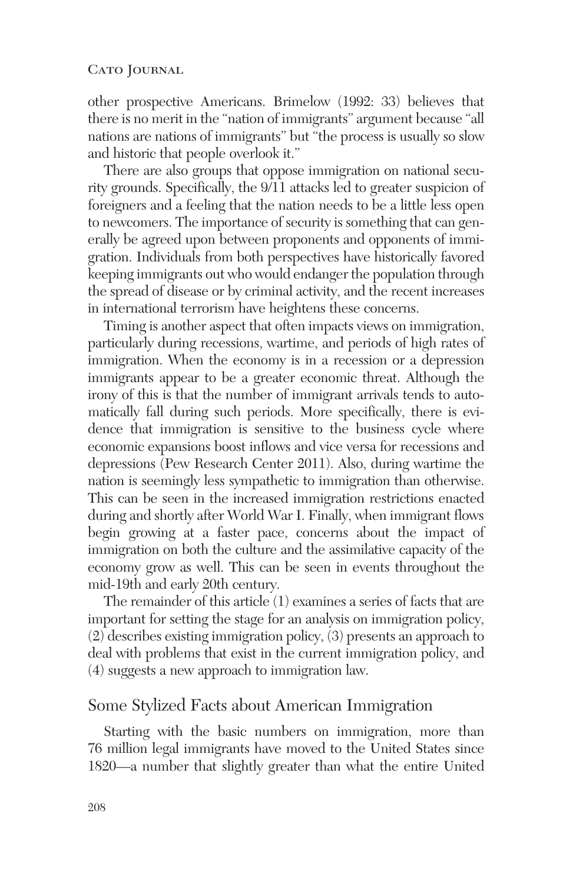other prospective Americans. Brimelow (1992: 33) believes that there is no merit in the "nation of immigrants" argument because "all nations are nations of immigrants" but "the process is usually so slow and historic that people overlook it."

There are also groups that oppose immigration on national security grounds. Specifically, the 9/11 attacks led to greater suspicion of foreigners and a feeling that the nation needs to be a little less open to newcomers. The importance of security is something that can generally be agreed upon between proponents and opponents of immigration. Individuals from both perspectives have historically favored keeping immigrants out who would endanger the population through the spread of disease or by criminal activity, and the recent increases in international terrorism have heightens these concerns.

Timing is another aspect that often impacts views on immigration, particularly during recessions, wartime, and periods of high rates of immigration. When the economy is in a recession or a depression immigrants appear to be a greater economic threat. Although the irony of this is that the number of immigrant arrivals tends to automatically fall during such periods. More specifically, there is evidence that immigration is sensitive to the business cycle where economic expansions boost inflows and vice versa for recessions and depressions (Pew Research Center 2011). Also, during wartime the nation is seemingly less sympathetic to immigration than otherwise. This can be seen in the increased immigration restrictions enacted during and shortly after World War I. Finally, when immigrant flows begin growing at a faster pace, concerns about the impact of immigration on both the culture and the assimilative capacity of the economy grow as well. This can be seen in events throughout the mid-19th and early 20th century.

The remainder of this article (1) examines a series of facts that are important for setting the stage for an analysis on immigration policy, (2) describes existing immigration policy, (3) presents an approach to deal with problems that exist in the current immigration policy, and (4) suggests a new approach to immigration law.

## Some Stylized Facts about American Immigration

Starting with the basic numbers on immigration, more than 76 million legal immigrants have moved to the United States since 1820—a number that slightly greater than what the entire United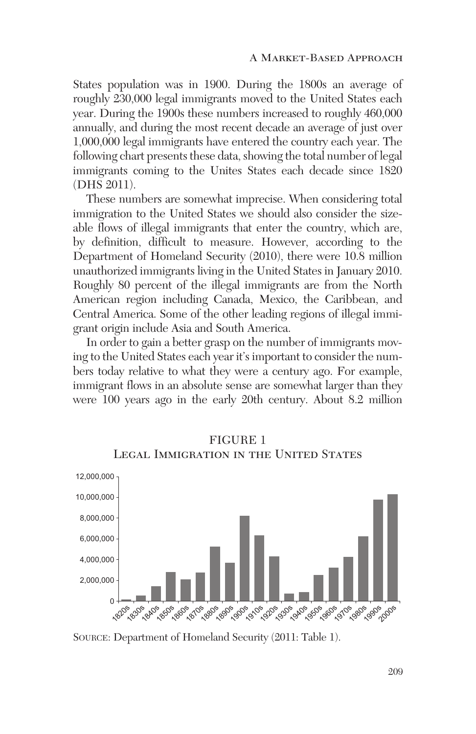States population was in 1900. During the 1800s an average of roughly 230,000 legal immigrants moved to the United States each year. During the 1900s these numbers increased to roughly 460,000 annually, and during the most recent decade an average of just over 1,000,000 legal immigrants have entered the country each year. The following chart presents these data, showing the total number of legal immigrants coming to the Unites States each decade since 1820 (DHS 2011).

These numbers are somewhat imprecise. When considering total immigration to the United States we should also consider the sizeable flows of illegal immigrants that enter the country, which are, by definition, difficult to measure. However, according to the Department of Homeland Security (2010), there were 10.8 million unauthorized immigrants living in the United States in January 2010. Roughly 80 percent of the illegal immigrants are from the North American region including Canada, Mexico, the Caribbean, and Central America. Some of the other leading regions of illegal immigrant origin include Asia and South America.

In order to gain a better grasp on the number of immigrants moving to the United States each year it's important to consider the numbers today relative to what they were a century ago. For example, immigrant flows in an absolute sense are somewhat larger than they were 100 years ago in the early 20th century. About 8.2 million

FIGURE 1
Legal Immigration in the United States

Source: Department of Homeland Security (2011: Table 1).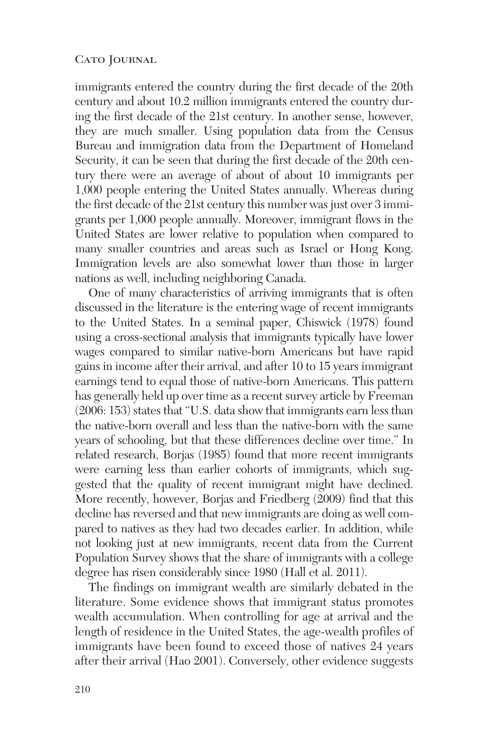immigrants entered the country during the first decade of the 20th century and about 10.2 million immigrants entered the country during the first decade of the 21st century. In another sense, however, they are much smaller. Using population data from the Census Bureau and immigration data from the Department of Homeland Security, it can be seen that during the first decade of the 20th century there were an average of about of about 10 immigrants per 1,000 people entering the United States annually. Whereas during the first decade of the 21st century this number was just over 3 immigrants per 1,000 people annually. Moreover, immigrant flows in the United States are lower relative to population when compared to many smaller countries and areas such as Israel or Hong Kong. Immigration levels are also somewhat lower than those in larger nations as well, including neighboring Canada.

One of many characteristics of arriving immigrants that is often discussed in the literature is the entering wage of recent immigrants to the United States. In a seminal paper, Chiswick (1978) found using a cross-sectional analysis that immigrants typically have lower wages compared to similar native-born Americans but have rapid gains in income after their arrival, and after 10 to 15 years immigrant earnings tend to equal those of native-born Americans. This pattern has generally held up over time as a recent survey article by Freeman (2006: 153) states that "U.S. data show that immigrants earn less than the native-born overall and less than the native-born with the same years of schooling, but that these differences decline over time." In related research, Borjas (1985) found that more recent immigrants were earning less than earlier cohorts of immigrants, which suggested that the quality of recent immigrant might have declined. More recently, however, Borjas and Friedberg (2009) find that this decline has reversed and that new immigrants are doing as well compared to natives as they had two decades earlier. In addition, while not looking just at new immigrants, recent data from the Current Population Survey shows that the share of immigrants with a college degree has risen considerably since 1980 (Hall et al. 2011).

The findings on immigrant wealth are similarly debated in the literature. Some evidence shows that immigrant status promotes wealth accumulation. When controlling for age at arrival and the length of residence in the United States, the age-wealth profiles of immigrants have been found to exceed those of natives 24 years after their arrival (Hao 2001). Conversely, other evidence suggests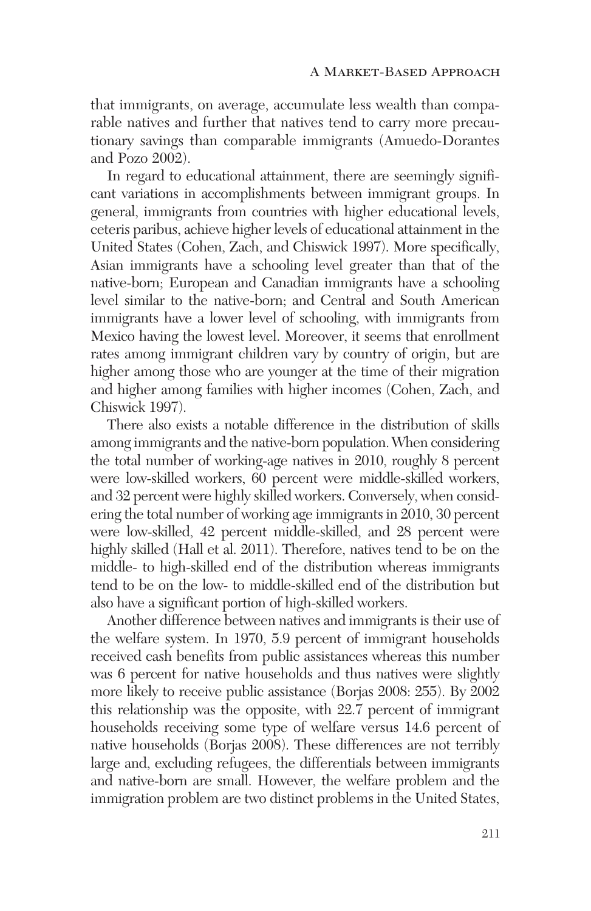that immigrants, on average, accumulate less wealth than comparable natives and further that natives tend to carry more precautionary savings than comparable immigrants (Amuedo-Dorantes and Pozo 2002).

In regard to educational attainment, there are seemingly significant variations in accomplishments between immigrant groups. In general, immigrants from countries with higher educational levels, ceteris paribus, achieve higher levels of educational attainment in the United States (Cohen, Zach, and Chiswick 1997). More specifically, Asian immigrants have a schooling level greater than that of the native-born; European and Canadian immigrants have a schooling level similar to the native-born; and Central and South American immigrants have a lower level of schooling, with immigrants from Mexico having the lowest level. Moreover, it seems that enrollment rates among immigrant children vary by country of origin, but are higher among those who are younger at the time of their migration and higher among families with higher incomes (Cohen, Zach, and Chiswick 1997).

There also exists a notable difference in the distribution of skills among immigrants and the native-born population. When considering the total number of working-age natives in 2010, roughly 8 percent were low-skilled workers, 60 percent were middle-skilled workers, and 32 percent were highly skilled workers. Conversely, when considering the total number of working age immigrants in 2010, 30 percent were low-skilled, 42 percent middle-skilled, and 28 percent were highly skilled (Hall et al. 2011). Therefore, natives tend to be on the middle- to high-skilled end of the distribution whereas immigrants tend to be on the low- to middle-skilled end of the distribution but also have a significant portion of high-skilled workers.

Another difference between natives and immigrants is their use of the welfare system. In 1970, 5.9 percent of immigrant households received cash benefits from public assistances whereas this number was 6 percent for native households and thus natives were slightly more likely to receive public assistance (Borjas 2008: 255). By 2002 this relationship was the opposite, with 22.7 percent of immigrant households receiving some type of welfare versus 14.6 percent of native households (Borjas 2008). These differences are not terribly large and, excluding refugees, the differentials between immigrants and native-born are small. However, the welfare problem and the immigration problem are two distinct problems in the United States,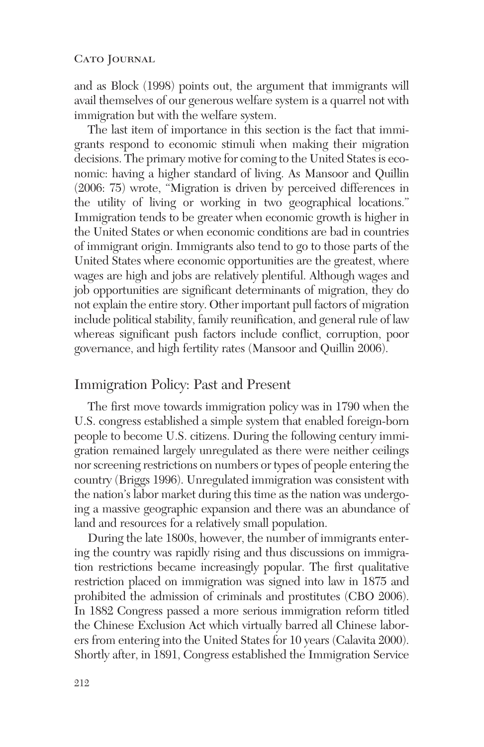and as Block (1998) points out, the argument that immigrants will avail themselves of our generous welfare system is a quarrel not with immigration but with the welfare system.

The last item of importance in this section is the fact that immigrants respond to economic stimuli when making their migration decisions. The primary motive for coming to the United States is economic: having a higher standard of living. As Mansoor and Quillin (2006: 75) wrote, "Migration is driven by perceived differences in the utility of living or working in two geographical locations." Immigration tends to be greater when economic growth is higher in the United States or when economic conditions are bad in countries of immigrant origin. Immigrants also tend to go to those parts of the United States where economic opportunities are the greatest, where wages are high and jobs are relatively plentiful. Although wages and job opportunities are significant determinants of migration, they do not explain the entire story. Other important pull factors of migration include political stability, family reunification, and general rule of law whereas significant push factors include conflict, corruption, poor governance, and high fertility rates (Mansoor and Quillin 2006).

## Immigration Policy: Past and Present

The first move towards immigration policy was in 1790 when the U.S. congress established a simple system that enabled foreign-born people to become U.S. citizens. During the following century immigration remained largely unregulated as there were neither ceilings nor screening restrictions on numbers or types of people entering the country (Briggs 1996). Unregulated immigration was consistent with the nation's labor market during this time as the nation was undergoing a massive geographic expansion and there was an abundance of land and resources for a relatively small population.

During the late 1800s, however, the number of immigrants entering the country was rapidly rising and thus discussions on immigration restrictions became increasingly popular. The first qualitative restriction placed on immigration was signed into law in 1875 and prohibited the admission of criminals and prostitutes (CBO 2006). In 1882 Congress passed a more serious immigration reform titled the Chinese Exclusion Act which virtually barred all Chinese laborers from entering into the United States for 10 years (Calavita 2000). Shortly after, in 1891, Congress established the Immigration Service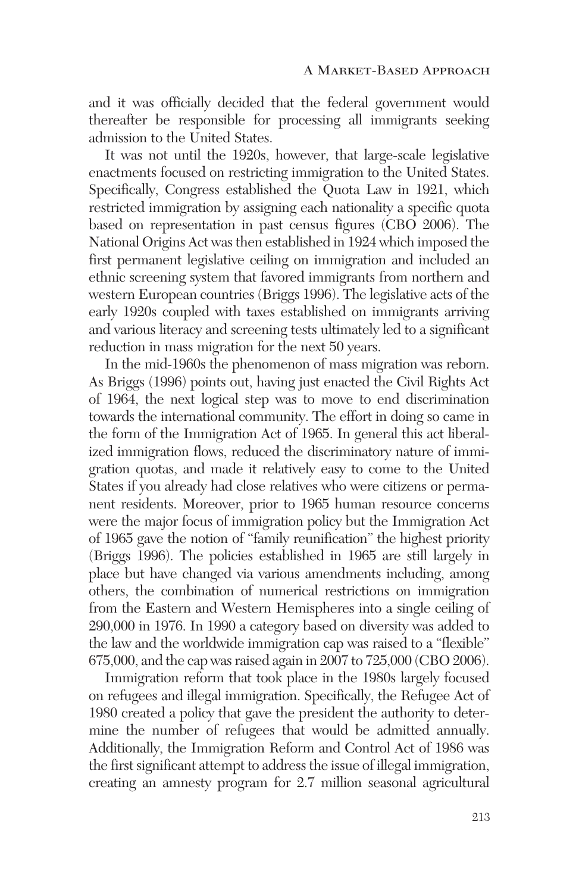and it was officially decided that the federal government would thereafter be responsible for processing all immigrants seeking admission to the United States.

It was not until the 1920s, however, that large-scale legislative enactments focused on restricting immigration to the United States. Specifically, Congress established the Quota Law in 1921, which restricted immigration by assigning each nationality a specific quota based on representation in past census figures (CBO 2006). The National Origins Act was then established in 1924 which imposed the first permanent legislative ceiling on immigration and included an ethnic screening system that favored immigrants from northern and western European countries (Briggs 1996). The legislative acts of the early 1920s coupled with taxes established on immigrants arriving and various literacy and screening tests ultimately led to a significant reduction in mass migration for the next 50 years.

In the mid-1960s the phenomenon of mass migration was reborn. As Briggs (1996) points out, having just enacted the Civil Rights Act of 1964, the next logical step was to move to end discrimination towards the international community. The effort in doing so came in the form of the Immigration Act of 1965. In general this act liberalized immigration flows, reduced the discriminatory nature of immigration quotas, and made it relatively easy to come to the United States if you already had close relatives who were citizens or permanent residents. Moreover, prior to 1965 human resource concerns were the major focus of immigration policy but the Immigration Act of 1965 gave the notion of "family reunification" the highest priority (Briggs 1996). The policies established in 1965 are still largely in place but have changed via various amendments including, among others, the combination of numerical restrictions on immigration from the Eastern and Western Hemispheres into a single ceiling of 290,000 in 1976. In 1990 a category based on diversity was added to the law and the worldwide immigration cap was raised to a "flexible" 675,000, and the cap was raised again in 2007 to 725,000 (CBO 2006).

Immigration reform that took place in the 1980s largely focused on refugees and illegal immigration. Specifically, the Refugee Act of 1980 created a policy that gave the president the authority to determine the number of refugees that would be admitted annually. Additionally, the Immigration Reform and Control Act of 1986 was the first significant attempt to address the issue of illegal immigration, creating an amnesty program for 2.7 million seasonal agricultural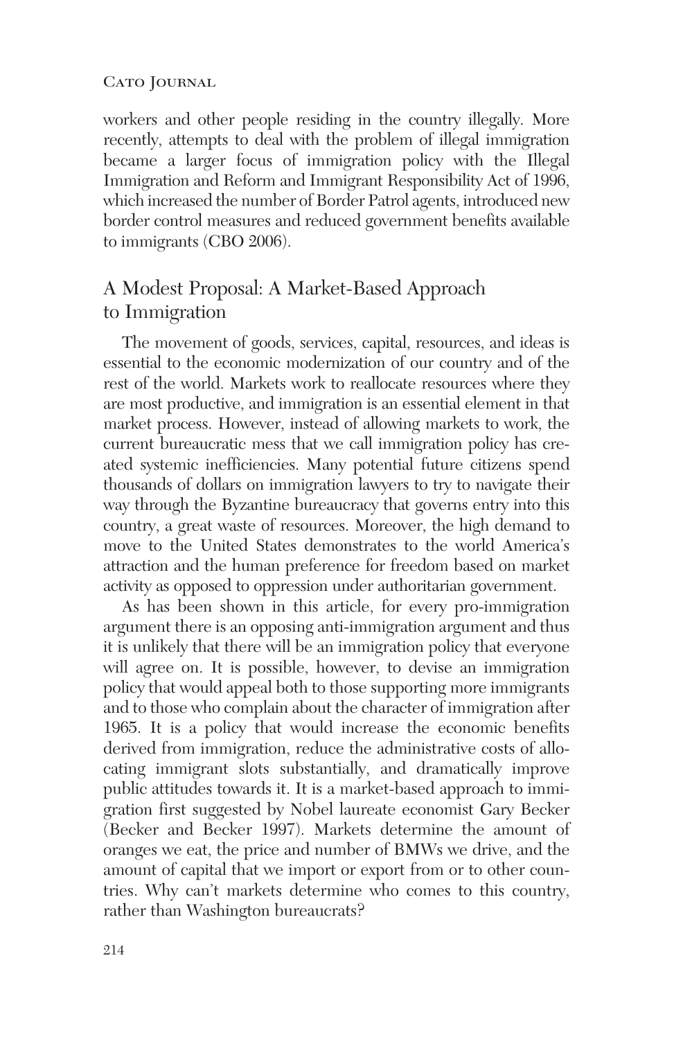workers and other people residing in the country illegally. More recently, attempts to deal with the problem of illegal immigration became a larger focus of immigration policy with the Illegal Immigration and Reform and Immigrant Responsibility Act of 1996, which increased the number of Border Patrol agents, introduced new border control measures and reduced government benefits available to immigrants (CBO 2006).

## A Modest Proposal: A Market-Based Approach to Immigration

The movement of goods, services, capital, resources, and ideas is essential to the economic modernization of our country and of the rest of the world. Markets work to reallocate resources where they are most productive, and immigration is an essential element in that market process. However, instead of allowing markets to work, the current bureaucratic mess that we call immigration policy has created systemic inefficiencies. Many potential future citizens spend thousands of dollars on immigration lawyers to try to navigate their way through the Byzantine bureaucracy that governs entry into this country, a great waste of resources. Moreover, the high demand to move to the United States demonstrates to the world America's attraction and the human preference for freedom based on market activity as opposed to oppression under authoritarian government.

As has been shown in this article, for every pro-immigration argument there is an opposing anti-immigration argument and thus it is unlikely that there will be an immigration policy that everyone will agree on. It is possible, however, to devise an immigration policy that would appeal both to those supporting more immigrants and to those who complain about the character of immigration after 1965. It is a policy that would increase the economic benefits derived from immigration, reduce the administrative costs of allocating immigrant slots substantially, and dramatically improve public attitudes towards it. It is a market-based approach to immigration first suggested by Nobel laureate economist Gary Becker (Becker and Becker 1997). Markets determine the amount of oranges we eat, the price and number of BMWs we drive, and the amount of capital that we import or export from or to other countries. Why can't markets determine who comes to this country, rather than Washington bureaucrats?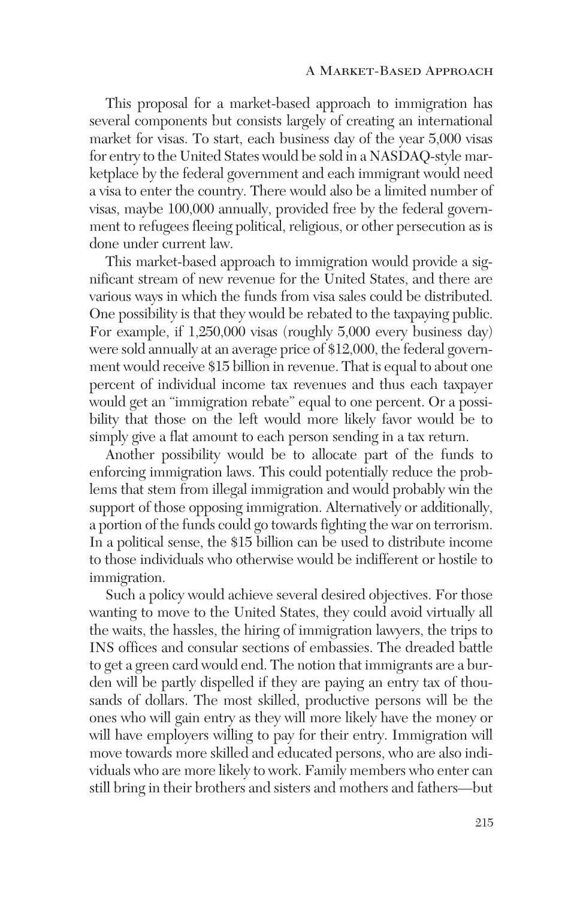This proposal for a market-based approach to immigration has several components but consists largely of creating an international market for visas. To start, each business day of the year 5,000 visas for entry to the United States would be sold in a NASDAQ-style marketplace by the federal government and each immigrant would need a visa to enter the country. There would also be a limited number of visas, maybe 100,000 annually, provided free by the federal government to refugees fleeing political, religious, or other persecution as is done under current law.

This market-based approach to immigration would provide a significant stream of new revenue for the United States, and there are various ways in which the funds from visa sales could be distributed. One possibility is that they would be rebated to the taxpaying public. For example, if 1,250,000 visas (roughly 5,000 every business day) were sold annually at an average price of $12,000, the federal government would receive $15 billion in revenue. That is equal to about one percent of individual income tax revenues and thus each taxpayer would get an "immigration rebate" equal to one percent. Or a possibility that those on the left would more likely favor would be to simply give a flat amount to each person sending in a tax return.

Another possibility would be to allocate part of the funds to enforcing immigration laws. This could potentially reduce the problems that stem from illegal immigration and would probably win the support of those opposing immigration. Alternatively or additionally, a portion of the funds could go towards fighting the war on terrorism. In a political sense, the $15 billion can be used to distribute income to those individuals who otherwise would be indifferent or hostile to immigration.

Such a policy would achieve several desired objectives. For those wanting to move to the United States, they could avoid virtually all the waits, the hassles, the hiring of immigration lawyers, the trips to INS offices and consular sections of embassies. The dreaded battle to get a green card would end. The notion that immigrants are a burden will be partly dispelled if they are paying an entry tax of thousands of dollars. The most skilled, productive persons will be the ones who will gain entry as they will more likely have the money or will have employers willing to pay for their entry. Immigration will move towards more skilled and educated persons, who are also individuals who are more likely to work. Family members who enter can still bring in their brothers and sisters and mothers and fathers—but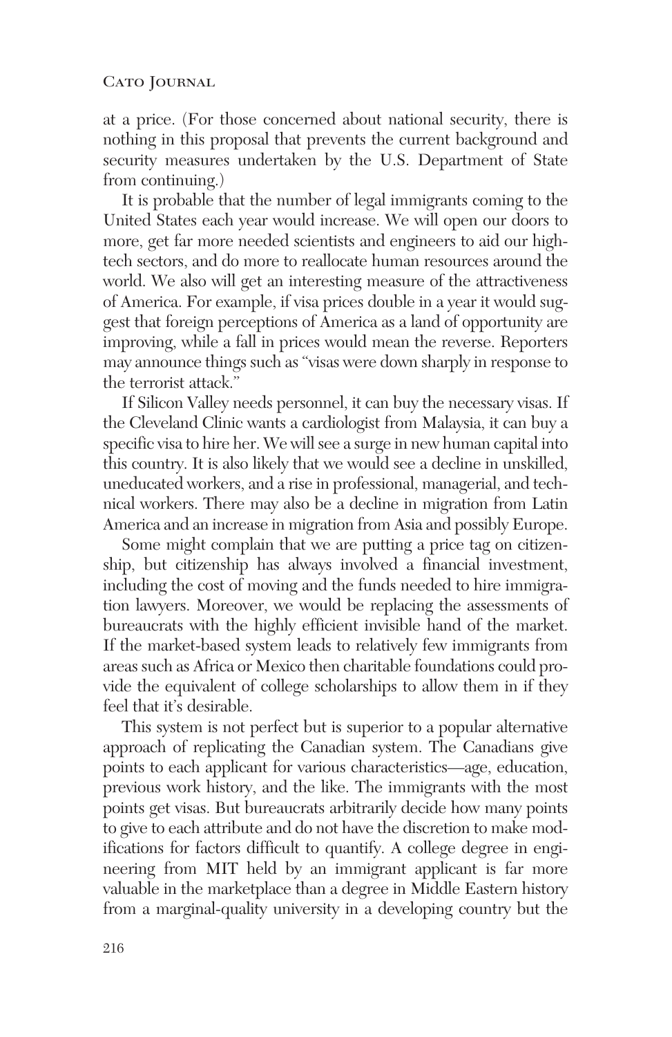at a price. (For those concerned about national security, there is nothing in this proposal that prevents the current background and security measures undertaken by the U.S. Department of State from continuing.)

It is probable that the number of legal immigrants coming to the United States each year would increase. We will open our doors to more, get far more needed scientists and engineers to aid our high-tech sectors, and do more to reallocate human resources around the world. We also will get an interesting measure of the attractiveness of America. For example, if visa prices double in a year it would suggest that foreign perceptions of America as a land of opportunity are improving, while a fall in prices would mean the reverse. Reporters may announce things such as "visas were down sharply in response to the terrorist attack."

If Silicon Valley needs personnel, it can buy the necessary visas. If the Cleveland Clinic wants a cardiologist from Malaysia, it can buy a specific visa to hire her. We will see a surge in new human capital into this country. It is also likely that we would see a decline in unskilled, uneducated workers, and a rise in professional, managerial, and technical workers. There may also be a decline in migration from Latin America and an increase in migration from Asia and possibly Europe.

Some might complain that we are putting a price tag on citizenship, but citizenship has always involved a financial investment, including the cost of moving and the funds needed to hire immigration lawyers. Moreover, we would be replacing the assessments of bureaucrats with the highly efficient invisible hand of the market. If the market-based system leads to relatively few immigrants from areas such as Africa or Mexico then charitable foundations could provide the equivalent of college scholarships to allow them in if they feel that it's desirable.

This system is not perfect but is superior to a popular alternative approach of replicating the Canadian system. The Canadians give points to each applicant for various characteristics—age, education, previous work history, and the like. The immigrants with the most points get visas. But bureaucrats arbitrarily decide how many points to give to each attribute and do not have the discretion to make modifications for factors difficult to quantify. A college degree in engineering from MIT held by an immigrant applicant is far more valuable in the marketplace than a degree in Middle Eastern history from a marginal-quality university in a developing country but the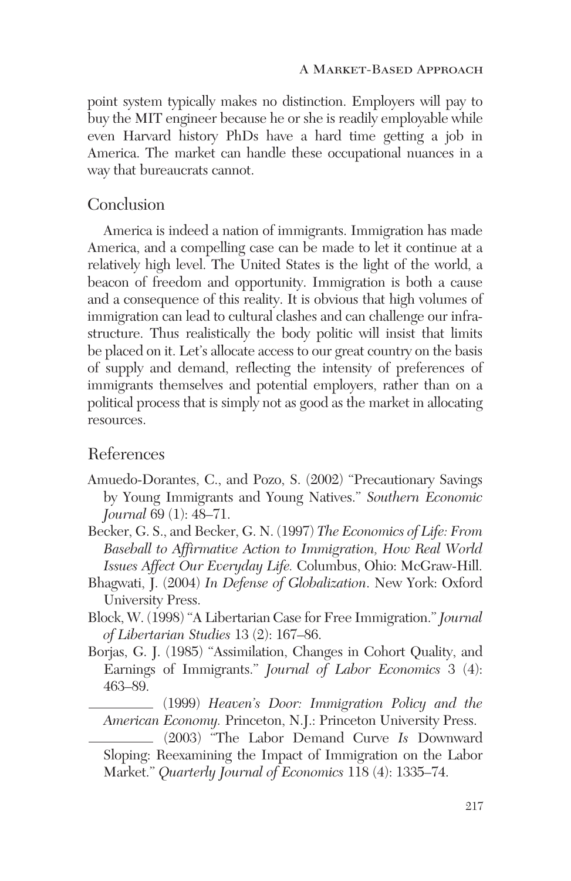point system typically makes no distinction. Employers will pay to buy the MIT engineer because he or she is readily employable while even Harvard history PhDs have a hard time getting a job in America. The market can handle these occupational nuances in a way that bureaucrats cannot.

## Conclusion

America is indeed a nation of immigrants. Immigration has made America, and a compelling case can be made to let it continue at a relatively high level. The United States is the light of the world, a beacon of freedom and opportunity. Immigration is both a cause and a consequence of this reality. It is obvious that high volumes of immigration can lead to cultural clashes and can challenge our infrastructure. Thus realistically the body politic will insist that limits be placed on it. Let's allocate access to our great country on the basis of supply and demand, reflecting the intensity of preferences of immigrants themselves and potential employers, rather than on a political process that is simply not as good as the market in allocating resources.

## References

Amuedo-Dorantes, C., and Pozo, S. (2002) "Precautionary Savings by Young Immigrants and Young Natives." *Southern Economic Journal* 69 (1): 48–71.

Becker, G. S., and Becker, G. N. (1997) *The Economics of Life: From Baseball to Affirmative Action to Immigration, How Real World Issues Affect Our Everyday Life.* Columbus, Ohio: McGraw-Hill.

Bhagwati, J. (2004) *In Defense of Globalization*. New York: Oxford University Press.

Block, W. (1998) "A Libertarian Case for Free Immigration." *Journal of Libertarian Studies* 13 (2): 167–86.

Borjas, G. J. (1985) "Assimilation, Changes in Cohort Quality, and Earnings of Immigrants." *Journal of Labor Economics* 3 (4): 463–89.

\_\_\_\_\_\_\_\_\_ (1999) *Heaven's Door: Immigration Policy and the American Economy.* Princeton, N.J.: Princeton University Press.

\_\_\_\_\_\_\_\_\_ (2003) "The Labor Demand Curve *Is* Downward Sloping: Reexamining the Impact of Immigration on the Labor Market." *Quarterly Journal of Economics* 118 (4): 1335–74.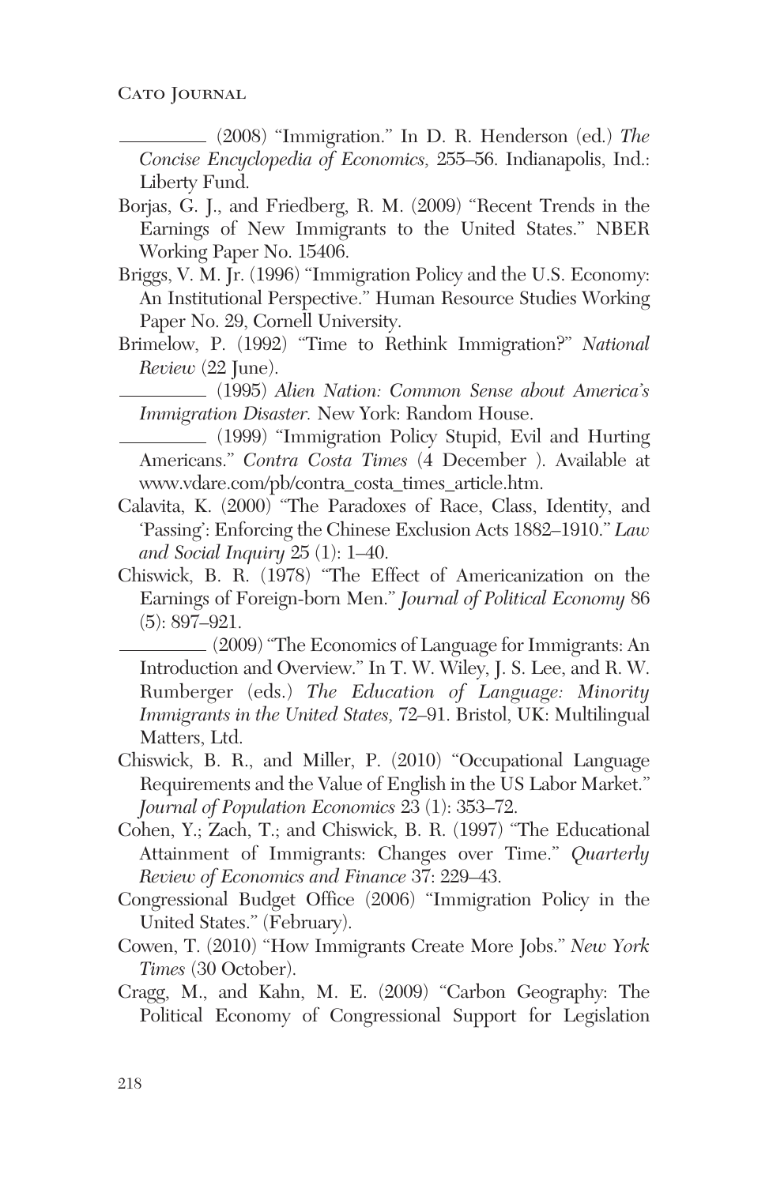_________ (2008) "Immigration." In D. R. Henderson (ed.) *The Concise Encyclopedia of Economics,* 255–56. Indianapolis, Ind.: Liberty Fund.

Borjas, G. J., and Friedberg, R. M. (2009) "Recent Trends in the Earnings of New Immigrants to the United States." NBER Working Paper No. 15406.

Briggs, V. M. Jr. (1996) "Immigration Policy and the U.S. Economy: An Institutional Perspective." Human Resource Studies Working Paper No. 29, Cornell University.

Brimelow, P. (1992) "Time to Rethink Immigration?" *National Review* (22 June).

_________ (1995) *Alien Nation: Common Sense about America's Immigration Disaster.* New York: Random House.

_________ (1999) "Immigration Policy Stupid, Evil and Hurting Americans." *Contra Costa Times* (4 December ). Available at www.vdare.com/pb/contra_costa_times_article.htm.

Calavita, K. (2000) "The Paradoxes of Race, Class, Identity, and 'Passing': Enforcing the Chinese Exclusion Acts 1882–1910." *Law and Social Inquiry* 25 (1): 1–40.

Chiswick, B. R. (1978) "The Effect of Americanization on the Earnings of Foreign-born Men." *Journal of Political Economy* 86 (5): 897–921.

_________ (2009) "The Economics of Language for Immigrants: An Introduction and Overview." In T. W. Wiley, J. S. Lee, and R. W. Rumberger (eds.) *The Education of Language: Minority Immigrants in the United States,* 72–91. Bristol, UK: Multilingual Matters, Ltd.

Chiswick, B. R., and Miller, P. (2010) "Occupational Language Requirements and the Value of English in the US Labor Market." *Journal of Population Economics* 23 (1): 353–72.

Cohen, Y.; Zach, T.; and Chiswick, B. R. (1997) "The Educational Attainment of Immigrants: Changes over Time." *Quarterly Review of Economics and Finance* 37: 229–43.

Congressional Budget Office (2006) "Immigration Policy in the United States." (February).

Cowen, T. (2010) "How Immigrants Create More Jobs." *New York Times* (30 October).

Cragg, M., and Kahn, M. E. (2009) "Carbon Geography: The Political Economy of Congressional Support for Legislation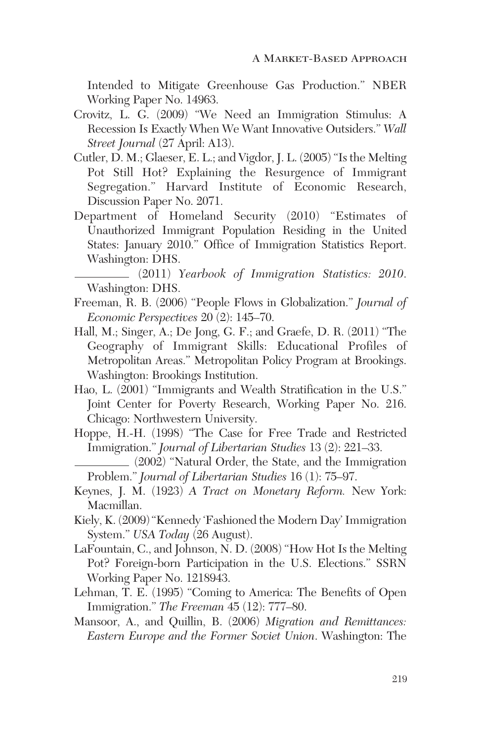Intended to Mitigate Greenhouse Gas Production." NBER Working Paper No. 14963.

Crovitz, L. G. (2009) "We Need an Immigration Stimulus: A Recession Is Exactly When We Want Innovative Outsiders." *Wall Street Journal* (27 April: A13).

Cutler, D. M.; Glaeser, E. L.; and Vigdor, J. L. (2005) "Is the Melting Pot Still Hot? Explaining the Resurgence of Immigrant Segregation." Harvard Institute of Economic Research, Discussion Paper No. 2071.

Department of Homeland Security (2010) "Estimates of Unauthorized Immigrant Population Residing in the United States: January 2010." Office of Immigration Statistics Report. Washington: DHS.

\_\_\_\_\_\_\_\_\_ (2011) *Yearbook of Immigration Statistics: 2010*. Washington: DHS.

Freeman, R. B. (2006) "People Flows in Globalization." *Journal of Economic Perspectives* 20 (2): 145–70.

Hall, M.; Singer, A.; De Jong, G. F.; and Graefe, D. R. (2011) "The Geography of Immigrant Skills: Educational Profiles of Metropolitan Areas." Metropolitan Policy Program at Brookings. Washington: Brookings Institution.

Hao, L. (2001) "Immigrants and Wealth Stratification in the U.S." Joint Center for Poverty Research, Working Paper No. 216. Chicago: Northwestern University.

Hoppe, H.-H. (1998) "The Case for Free Trade and Restricted Immigration." *Journal of Libertarian Studies* 13 (2): 221–33.

\_\_\_\_\_\_\_\_\_ (2002) "Natural Order, the State, and the Immigration Problem." *Journal of Libertarian Studies* 16 (1): 75–97.

Keynes, J. M. (1923) *A Tract on Monetary Reform.* New York: Macmillan.

Kiely, K. (2009) "Kennedy 'Fashioned the Modern Day' Immigration System." *USA Today* (26 August).

LaFountain, C., and Johnson, N. D. (2008) "How Hot Is the Melting Pot? Foreign-born Participation in the U.S. Elections." SSRN Working Paper No. 1218943.

Lehman, T. E. (1995) "Coming to America: The Benefits of Open Immigration." *The Freeman* 45 (12): 777–80.

Mansoor, A., and Quillin, B. (2006) *Migration and Remittances: Eastern Europe and the Former Soviet Union*. Washington: The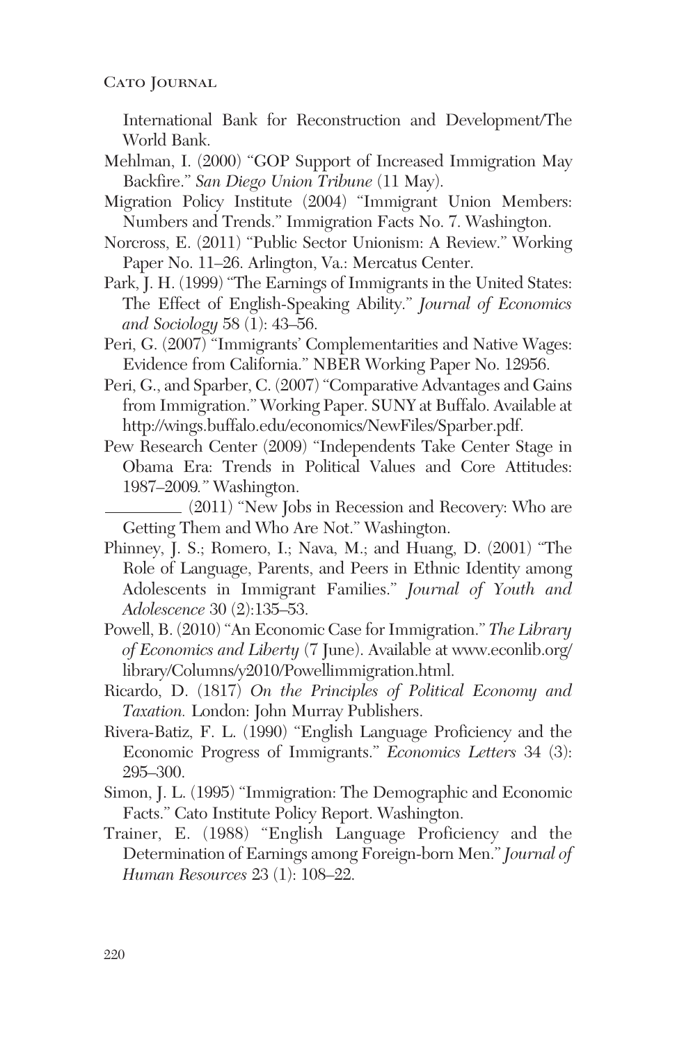International Bank for Reconstruction and Development/The World Bank.

Mehlman, I. (2000) "GOP Support of Increased Immigration May Backfire." *San Diego Union Tribune* (11 May).

Migration Policy Institute (2004) "Immigrant Union Members: Numbers and Trends." Immigration Facts No. 7. Washington.

Norcross, E. (2011) "Public Sector Unionism: A Review." Working Paper No. 11–26. Arlington, Va.: Mercatus Center.

Park, J. H. (1999) "The Earnings of Immigrants in the United States: The Effect of English-Speaking Ability." *Journal of Economics and Sociology* 58 (1): 43–56.

Peri, G. (2007) "Immigrants' Complementarities and Native Wages: Evidence from California." NBER Working Paper No. 12956.

Peri, G., and Sparber, C. (2007) "Comparative Advantages and Gains from Immigration." Working Paper. SUNY at Buffalo. Available at http://wings.buffalo.edu/economics/NewFiles/Sparber.pdf.

Pew Research Center (2009) "Independents Take Center Stage in Obama Era: Trends in Political Values and Core Attitudes: 1987–2009." Washington.

\_\_\_\_\_\_\_\_\_ (2011) "New Jobs in Recession and Recovery: Who are Getting Them and Who Are Not." Washington.

Phinney, J. S.; Romero, I.; Nava, M.; and Huang, D. (2001) "The Role of Language, Parents, and Peers in Ethnic Identity among Adolescents in Immigrant Families." *Journal of Youth and Adolescence* 30 (2):135–53.

Powell, B. (2010) "An Economic Case for Immigration." *The Library of Economics and Liberty* (7 June). Available at www.econlib.org/library/Columns/y2010/Powellimmigration.html.

Ricardo, D. (1817) *On the Principles of Political Economy and Taxation.* London: John Murray Publishers.

Rivera-Batiz, F. L. (1990) "English Language Proficiency and the Economic Progress of Immigrants." *Economics Letters* 34 (3): 295–300.

Simon, J. L. (1995) "Immigration: The Demographic and Economic Facts." Cato Institute Policy Report. Washington.

Trainer, E. (1988) "English Language Proficiency and the Determination of Earnings among Foreign-born Men." *Journal of Human Resources* 23 (1): 108–22.